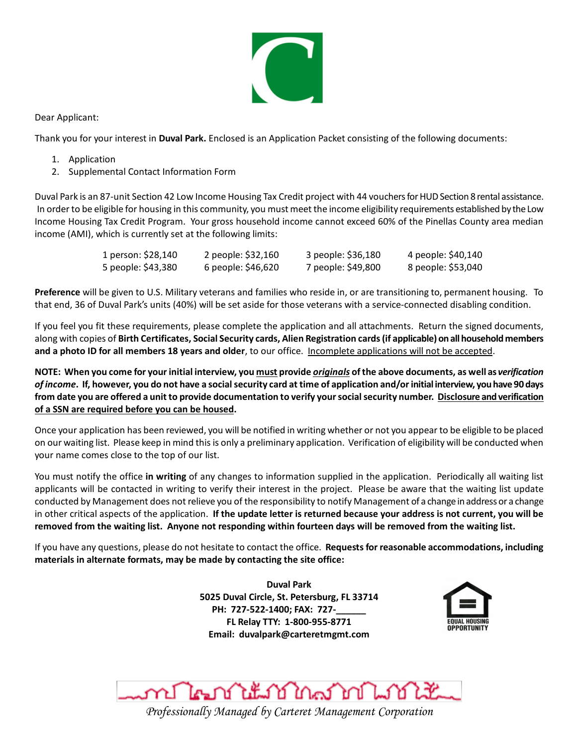Dear Applicant:

Thank you for your interest in **Duval Park.** Enclosed is an Application Packet consisting of the following documents:

1. Application
2. Supplemental Contact Information Form

Duval Park is an 87-unit Section 42 Low Income Housing Tax Credit project with 44 vouchers for HUD Section 8 rental assistance. In order to be eligible for housing in this community, you must meet the income eligibility requirements established by the Low Income Housing Tax Credit Program. Your gross household income cannot exceed 60% of the Pinellas County area median income (AMI), which is currently set at the following limits:

| | | | |
|---|---|---|---|
| 1 person: $28,140 | 2 people: $32,160 | 3 people: $36,180 | 4 people: $40,140 |
| 5 people: $43,380 | 6 people: $46,620 | 7 people: $49,800 | 8 people: $53,040 |

**Preference** will be given to U.S. Military veterans and families who reside in, or are transitioning to, permanent housing. To that end, 36 of Duval Park's units (40%) will be set aside for those veterans with a service-connected disabling condition.

If you feel you fit these requirements, please complete the application and all attachments. Return the signed documents, along with copies of **Birth Certificates, Social Security cards, Alien Registration cards (if applicable) on all household members and a photo ID for all members 18 years and older**, to our office. Incomplete applications will not be accepted.

**NOTE: When you come for your initial interview, you must provide *originals* of the above documents, as well as *verification of income*. If, however, you do not have a social security card at time of application and/or initial interview, you have 90 days from date you are offered a unit to provide documentation to verify your social security number. Disclosure and verification of a SSN are required before you can be housed.**

Once your application has been reviewed, you will be notified in writing whether or not you appear to be eligible to be placed on our waiting list. Please keep in mind this is only a preliminary application. Verification of eligibility will be conducted when your name comes close to the top of our list.

You must notify the office **in writing** of any changes to information supplied in the application. Periodically all waiting list applicants will be contacted in writing to verify their interest in the project. Please be aware that the waiting list update conducted by Management does not relieve you of the responsibility to notify Management of a change in address or a change in other critical aspects of the application. **If the update letter is returned because your address is not current, you will be removed from the waiting list. Anyone not responding within fourteen days will be removed from the waiting list.**

If you have any questions, please do not hesitate to contact the office. **Requests for reasonable accommodations, including materials in alternate formats, may be made by contacting the site office:**

**Duval Park**
**5025 Duval Circle, St. Petersburg, FL 33714**
**PH: 727-522-1400; FAX: 727-______**
**FL Relay TTY: 1-800-955-8771**
**Email: duvalpark@carteretmgmt.com**

EQUAL HOUSING OPPORTUNITY

*Professionally Managed by Carteret Management Corporation*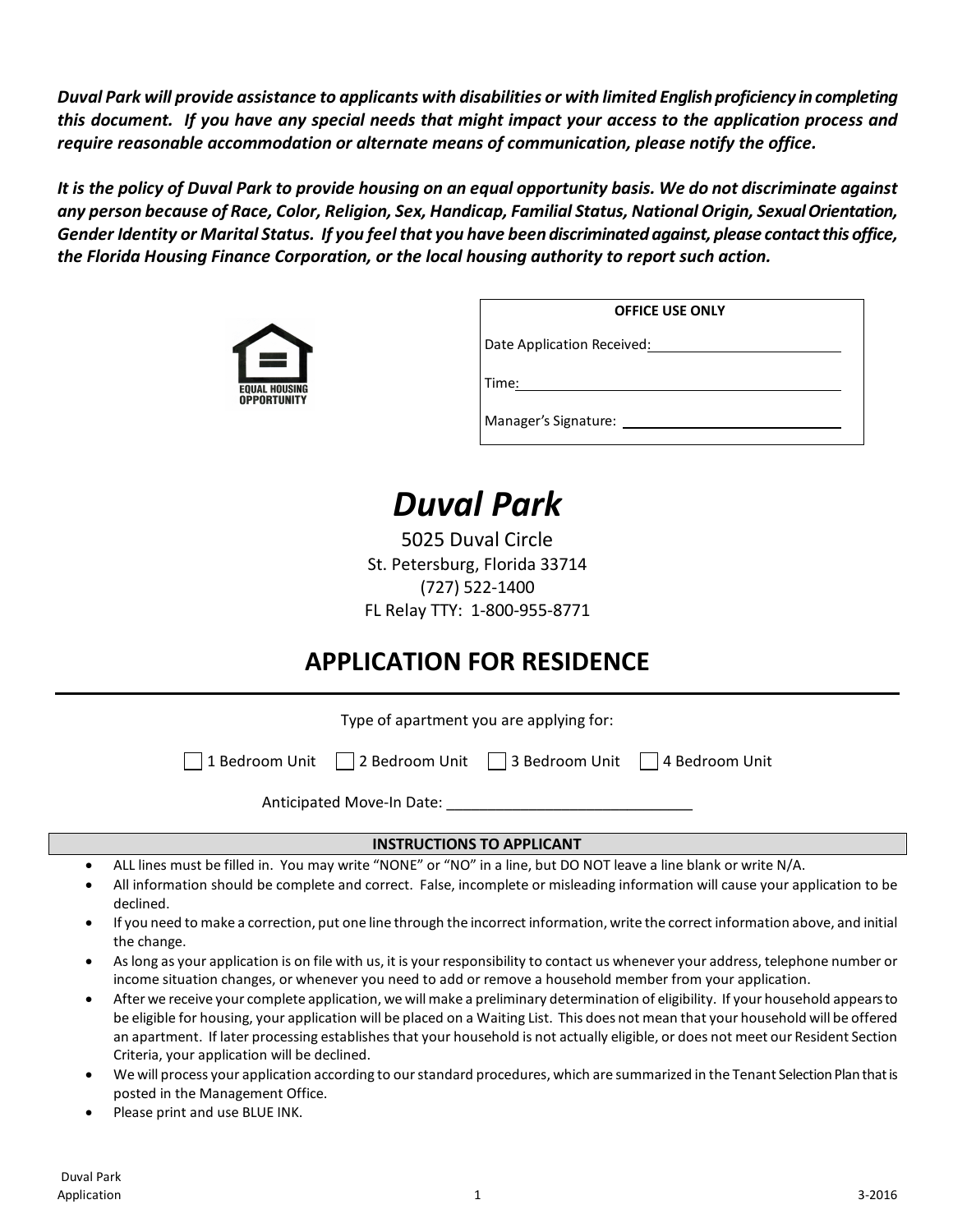***Duval Park will provide assistance to applicants with disabilities or with limited English proficiency in completing this document. If you have any special needs that might impact your access to the application process and require reasonable accommodation or alternate means of communication, please notify the office.***

***It is the policy of Duval Park to provide housing on an equal opportunity basis. We do not discriminate against any person because of Race, Color, Religion, Sex, Handicap, Familial Status, National Origin, Sexual Orientation, Gender Identity or Marital Status. If you feel that you have been discriminated against, please contact this office, the Florida Housing Finance Corporation, or the local housing authority to report such action.***

EQUAL HOUSING OPPORTUNITY

| OFFICE USE ONLY |
| --- |
| Date Application Received: ______________________ |
| Time: ______________________ |
| Manager's Signature: ______________________ |

# *Duval Park*

5025 Duval Circle
St. Petersburg, Florida 33714
(727) 522-1400
FL Relay TTY: 1-800-955-8771

## APPLICATION FOR RESIDENCE

Type of apartment you are applying for:

☐ 1 Bedroom Unit ☐ 2 Bedroom Unit ☐ 3 Bedroom Unit ☐ 4 Bedroom Unit

Anticipated Move-In Date: ______________________________

### INSTRUCTIONS TO APPLICANT

- ALL lines must be filled in. You may write "NONE" or "NO" in a line, but DO NOT leave a line blank or write N/A.
- All information should be complete and correct. False, incomplete or misleading information will cause your application to be declined.
- If you need to make a correction, put one line through the incorrect information, write the correct information above, and initial the change.
- As long as your application is on file with us, it is your responsibility to contact us whenever your address, telephone number or income situation changes, or whenever you need to add or remove a household member from your application.
- After we receive your complete application, we will make a preliminary determination of eligibility. If your household appears to be eligible for housing, your application will be placed on a Waiting List. This does not mean that your household will be offered an apartment. If later processing establishes that your household is not actually eligible, or does not meet our Resident Section Criteria, your application will be declined.
- We will process your application according to our standard procedures, which are summarized in the Tenant Selection Plan that is posted in the Management Office.
- Please print and use BLUE INK.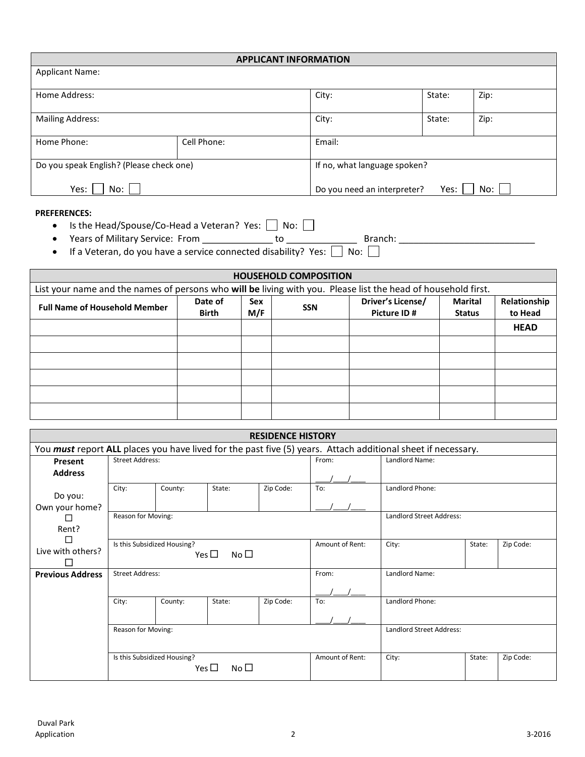| APPLICANT INFORMATION | | | | |
|---|---|---|---|---|
| Applicant Name: | | | | |
| Home Address: | | City: | State: | Zip: |
| Mailing Address: | | City: | State: | Zip: |
| Home Phone: | Cell Phone: | Email: | | |
| Do you speak English? (Please check one)<br><br>Yes: ☐ No: ☐ | | If no, what language spoken?<br><br>Do you need an interpreter? Yes: ☐ No: ☐ | | |

**PREFERENCES:**

- Is the Head/Spouse/Co-Head a Veteran? Yes: ☐ No: ☐
- Years of Military Service: From _____________ to _____________ Branch: __________________________
- If a Veteran, do you have a service connected disability? Yes: ☐ No: ☐

| HOUSEHOLD COMPOSITION | | | | | | |
|---|---|---|---|---|---|---|
| List your name and the names of persons who **will be** living with you. Please list the head of household first. | | | | | | |
| **Full Name of Household Member** | **Date of Birth** | **Sex M/F** | **SSN** | **Driver's License/ Picture ID #** | **Marital Status** | **Relationship to Head** |
| | | | | | | **HEAD** |
| | | | | | | |
| | | | | | | |
| | | | | | | |
| | | | | | | |
| | | | | | | |

| RESIDENCE HISTORY | | | | | | | | |
|---|---|---|---|---|---|---|---|---|
| You ***must*** report **ALL** places you have lived for the past five (5) years. Attach additional sheet if necessary. | | | | | | | | |
| **Present Address**<br><br>Do you:<br>Own your home? ☐<br>Rent? ☐<br>Live with others? ☐ | Street Address: | | | | From: \_\_\_/\_\_\_/\_\_\_ | Landlord Name: | | |
| | City: | County: | State: | Zip Code: | To: \_\_\_/\_\_\_/\_\_\_ | Landlord Phone: | | |
| | Reason for Moving: | | | | | Landlord Street Address: | | |
| | Is this Subsidized Housing? Yes ☐ No ☐ | | | | Amount of Rent: | City: | State: | Zip Code: |
| **Previous Address** | Street Address: | | | | From: \_\_\_/\_\_\_/\_\_\_ | Landlord Name: | | |
| | City: | County: | State: | Zip Code: | To: \_\_\_/\_\_\_/\_\_\_ | Landlord Phone: | | |
| | Reason for Moving: | | | | | Landlord Street Address: | | |
| | Is this Subsidized Housing? Yes ☐ No ☐ | | | | Amount of Rent: | City: | State: | Zip Code: |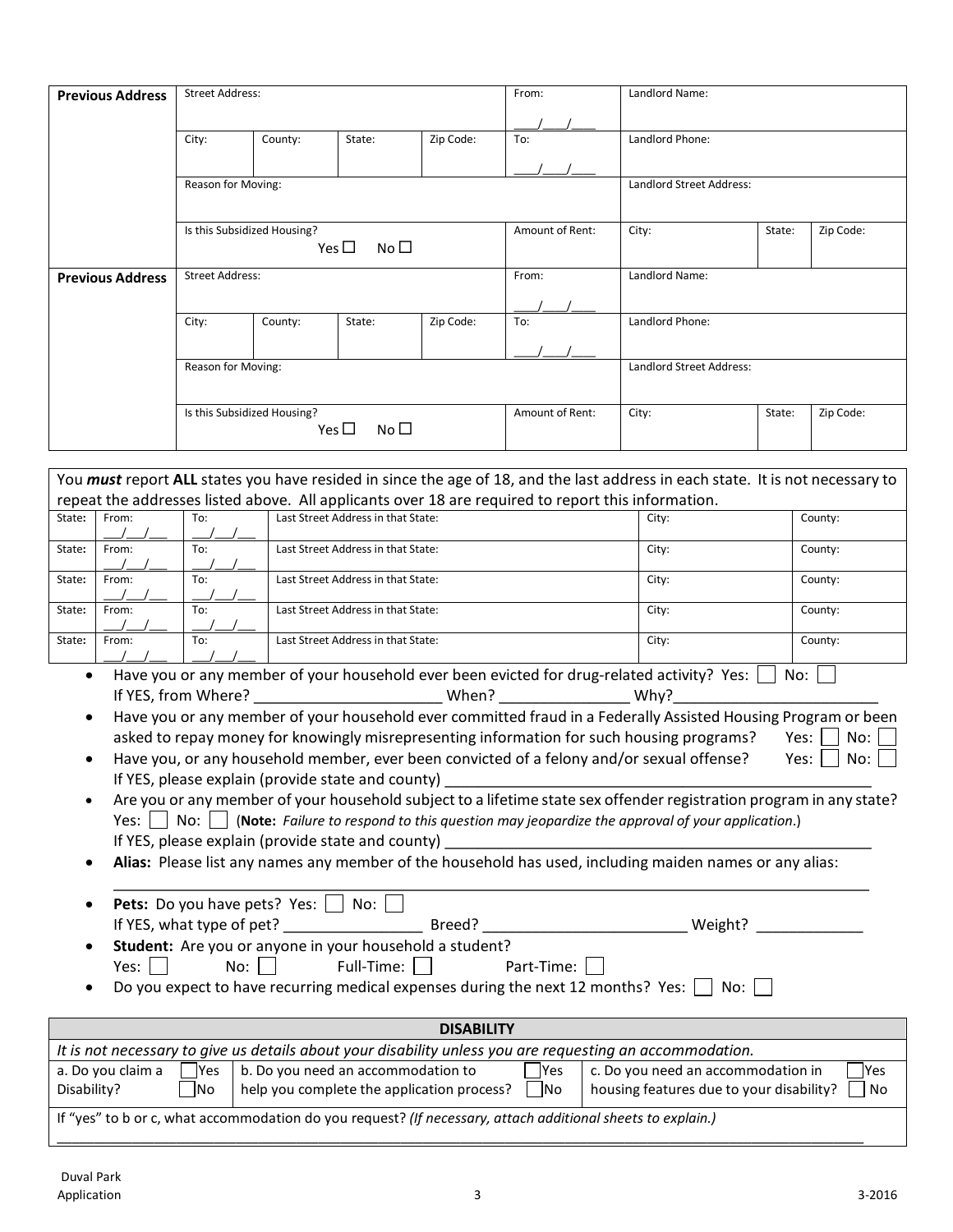| **Previous Address** | Street Address: | | | | From: ___/___/___ | Landlord Name: | | |
|---|---|---|---|---|---|---|---|---|
| | City: | County: | State: | Zip Code: | To: ___/___/___ | Landlord Phone: | | |
| | Reason for Moving: | | | | | Landlord Street Address: | | |
| | Is this Subsidized Housing? Yes ☐ No ☐ | | | | Amount of Rent: | City: | State: | Zip Code: |
| **Previous Address** | Street Address: | | | | From: ___/___/___ | Landlord Name: | | |
| | City: | County: | State: | Zip Code: | To: ___/___/___ | Landlord Phone: | | |
| | Reason for Moving: | | | | | Landlord Street Address: | | |
| | Is this Subsidized Housing? Yes ☐ No ☐ | | | | Amount of Rent: | City: | State: | Zip Code: |

You ***must*** report **ALL** states you have resided in since the age of 18, and the last address in each state. It is not necessary to repeat the addresses listed above. All applicants over 18 are required to report this information.

| State: | From: | To: | Last Street Address in that State: | City: | County: |
|---|---|---|---|---|---|
| State: | From: ___/___/___ | To: ___/___/___ | Last Street Address in that State: | City: | County: |
| State: | From: ___/___/___ | To: ___/___/___ | Last Street Address in that State: | City: | County: |
| State: | From: ___/___/___ | To: ___/___/___ | Last Street Address in that State: | City: | County: |
| State: | From: ___/___/___ | To: ___/___/___ | Last Street Address in that State: | City: | County: |
| State: | From: ___/___/___ | To: ___/___/___ | Last Street Address in that State: | City: | County: |

- Have you or any member of your household ever been evicted for drug-related activity? Yes: ☐ No: ☐
  If YES, from Where? ______________________ When? _______________ Why?________________________
- Have you or any member of your household ever committed fraud in a Federally Assisted Housing Program or been asked to repay money for knowingly misrepresenting information for such housing programs? Yes: ☐ No: ☐
- Have you, or any household member, ever been convicted of a felony and/or sexual offense? Yes: ☐ No: ☐
  If YES, please explain (provide state and county) ___________________________________________________
- Are you or any member of your household subject to a lifetime state sex offender registration program in any state? Yes: ☐ No: ☐ (**Note:** *Failure to respond to this question may jeopardize the approval of your application*.)
  If YES, please explain (provide state and county) ___________________________________________________
- **Alias:** Please list any names any member of the household has used, including maiden names or any alias:
  ___________________________________________________________________________________________
- **Pets:** Do you have pets? Yes: ☐ No: ☐
  If YES, what type of pet? _________________ Breed? ________________________ Weight? ____________
- **Student:** Are you or anyone in your household a student?
  Yes: ☐ No: ☐ Full-Time: ☐ Part-Time: ☐
- Do you expect to have recurring medical expenses during the next 12 months? Yes: ☐ No: ☐

| **DISABILITY** | | |
|---|---|---|
| *It is not necessary to give us details about your disability unless you are requesting an accommodation.* | | |
| a. Do you claim a Disability? ☐ Yes ☐ No | b. Do you need an accommodation to help you complete the application process? ☐ Yes ☐ No | c. Do you need an accommodation in housing features due to your disability? ☐ Yes ☐ No |
| If "yes" to b or c, what accommodation do you request? *(If necessary, attach additional sheets to explain.)* ___________________________________________ | | |

Duval Park Application 3-2016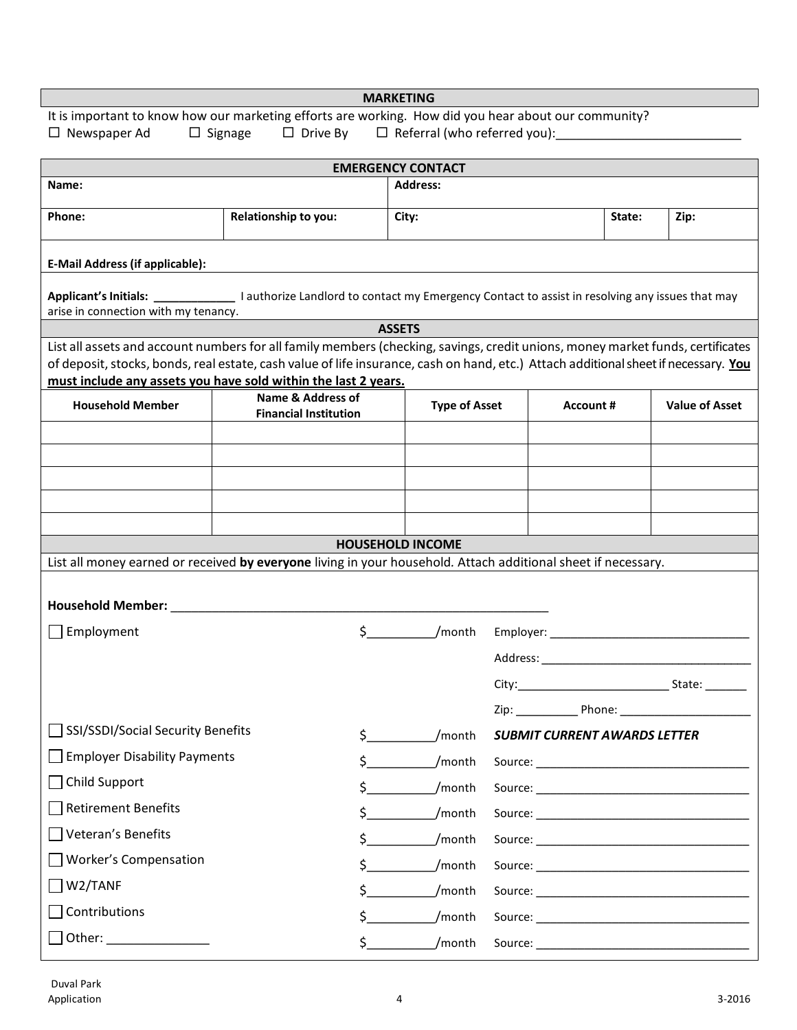## MARKETING

It is important to know how our marketing efforts are working. How did you hear about our community?

☐ Newspaper Ad ☐ Signage ☐ Drive By ☐ Referral (who referred you):___________________________

## EMERGENCY CONTACT

| **Name:** | | **Address:** | | |
|---|---|---|---|---|
| **Phone:** | **Relationship to you:** | **City:** | **State:** | **Zip:** |
| **E-Mail Address (if applicable):** | | | | |

**Applicant's Initials: ____________** I authorize Landlord to contact my Emergency Contact to assist in resolving any issues that may arise in connection with my tenancy.

## ASSETS

List all assets and account numbers for all family members (checking, savings, credit unions, money market funds, certificates of deposit, stocks, bonds, real estate, cash value of life insurance, cash on hand, etc.) Attach additional sheet if necessary. **<u>You must include any assets you have sold within the last 2 years.</u>**

| Household Member | Name & Address of Financial Institution | Type of Asset | Account # | Value of Asset |
|---|---|---|---|---|
| | | | | |
| | | | | |
| | | | | |
| | | | | |
| | | | | |

## HOUSEHOLD INCOME

List all money earned or received **by everyone** living in your household. Attach additional sheet if necessary.

**Household Member:** _______________________________________________

☐ Employment $__________/month Employer: ______________________________

Address: ________________________________

City:_______________________ State: ______

Zip: __________ Phone: ____________________

☐ SSI/SSDI/Social Security Benefits $__________/month ***SUBMIT CURRENT AWARDS LETTER***

☐ Employer Disability Payments $__________/month Source: ______________________________

☐ Child Support $__________/month Source: ______________________________

☐ Retirement Benefits $__________/month Source: ______________________________

☐ Veteran's Benefits $__________/month Source: ______________________________

☐ Worker's Compensation $__________/month Source: ______________________________

☐ W2/TANF $__________/month Source: ______________________________

☐ Contributions $__________/month Source: ______________________________

☐ Other: _______________ $__________/month Source: ______________________________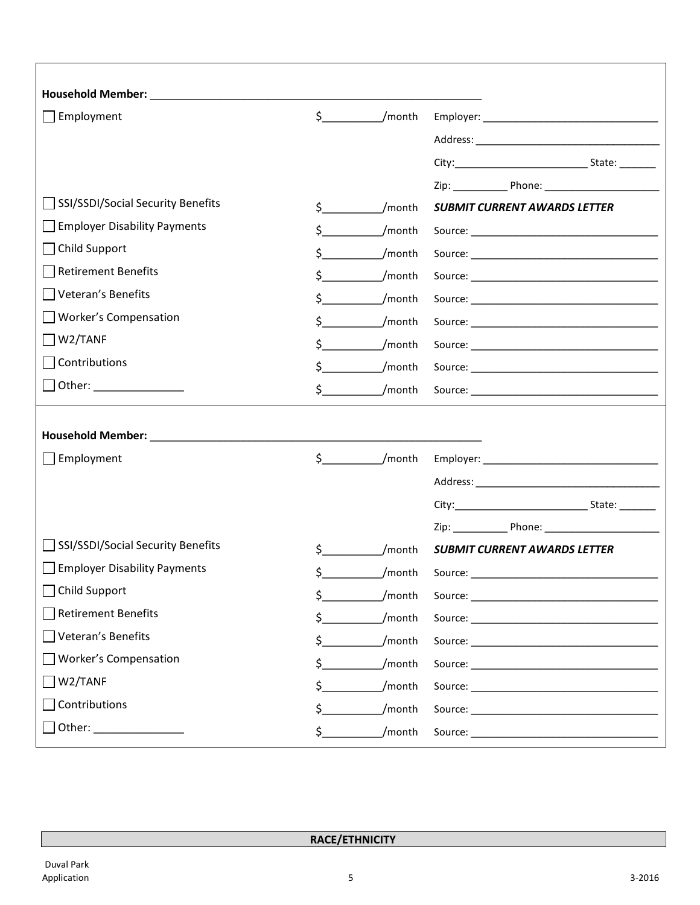**Household Member:** ______________________________________________

| | | |
|---|---|---|
| ☐ Employment | $__________/month | Employer: ______________________________ |
| | | Address: ______________________________ |
| | | City:________________________ State: _______ |
| | | Zip: __________ Phone: _____________________ |
| ☐ SSI/SSDI/Social Security Benefits | $__________/month | ***SUBMIT CURRENT AWARDS LETTER*** |
| ☐ Employer Disability Payments | $__________/month | Source: ______________________________ |
| ☐ Child Support | $__________/month | Source: ______________________________ |
| ☐ Retirement Benefits | $__________/month | Source: ______________________________ |
| ☐ Veteran's Benefits | $__________/month | Source: ______________________________ |
| ☐ Worker's Compensation | $__________/month | Source: ______________________________ |
| ☐ W2/TANF | $__________/month | Source: ______________________________ |
| ☐ Contributions | $__________/month | Source: ______________________________ |
| ☐ Other: _______________ | $__________/month | Source: ______________________________ |

**Household Member:** ______________________________________________

| | | |
|---|---|---|
| ☐ Employment | $__________/month | Employer: ______________________________ |
| | | Address: ______________________________ |
| | | City:________________________ State: _______ |
| | | Zip: __________ Phone: _____________________ |
| ☐ SSI/SSDI/Social Security Benefits | $__________/month | ***SUBMIT CURRENT AWARDS LETTER*** |
| ☐ Employer Disability Payments | $__________/month | Source: ______________________________ |
| ☐ Child Support | $__________/month | Source: ______________________________ |
| ☐ Retirement Benefits | $__________/month | Source: ______________________________ |
| ☐ Veteran's Benefits | $__________/month | Source: ______________________________ |
| ☐ Worker's Compensation | $__________/month | Source: ______________________________ |
| ☐ W2/TANF | $__________/month | Source: ______________________________ |
| ☐ Contributions | $__________/month | Source: ______________________________ |
| ☐ Other: _______________ | $__________/month | Source: ______________________________ |

## RACE/ETHNICITY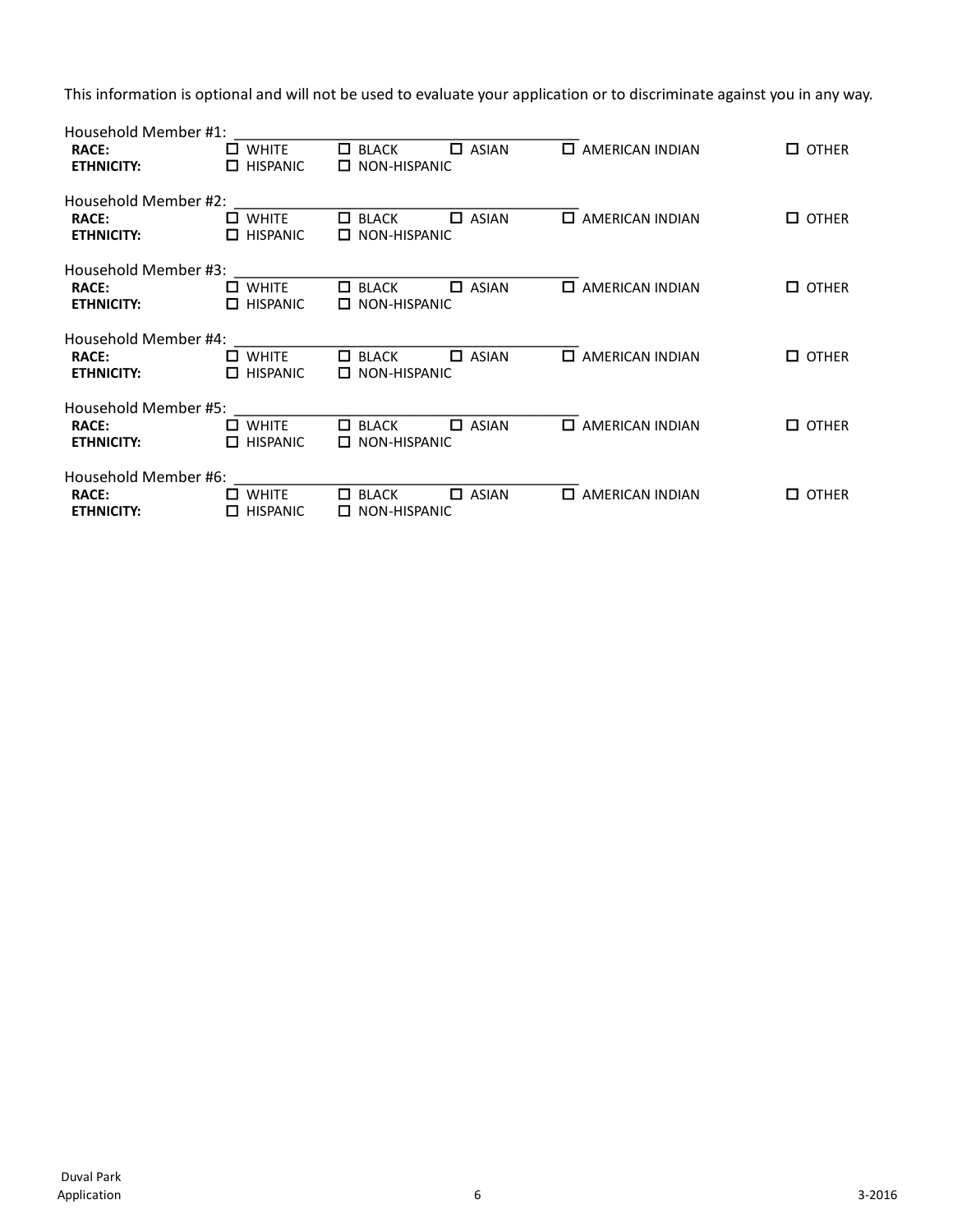This information is optional and will not be used to evaluate your application or to discriminate against you in any way.

Household Member #1: ______________________________________

**RACE:** ☐ WHITE ☐ BLACK ☐ ASIAN ☐ AMERICAN INDIAN ☐ OTHER
**ETHNICITY:** ☐ HISPANIC ☐ NON-HISPANIC

Household Member #2: ______________________________________

**RACE:** ☐ WHITE ☐ BLACK ☐ ASIAN ☐ AMERICAN INDIAN ☐ OTHER
**ETHNICITY:** ☐ HISPANIC ☐ NON-HISPANIC

Household Member #3: ______________________________________

**RACE:** ☐ WHITE ☐ BLACK ☐ ASIAN ☐ AMERICAN INDIAN ☐ OTHER
**ETHNICITY:** ☐ HISPANIC ☐ NON-HISPANIC

Household Member #4: ______________________________________

**RACE:** ☐ WHITE ☐ BLACK ☐ ASIAN ☐ AMERICAN INDIAN ☐ OTHER
**ETHNICITY:** ☐ HISPANIC ☐ NON-HISPANIC

Household Member #5: ______________________________________

**RACE:** ☐ WHITE ☐ BLACK ☐ ASIAN ☐ AMERICAN INDIAN ☐ OTHER
**ETHNICITY:** ☐ HISPANIC ☐ NON-HISPANIC

Household Member #6: ______________________________________

**RACE:** ☐ WHITE ☐ BLACK ☐ ASIAN ☐ AMERICAN INDIAN ☐ OTHER
**ETHNICITY:** ☐ HISPANIC ☐ NON-HISPANIC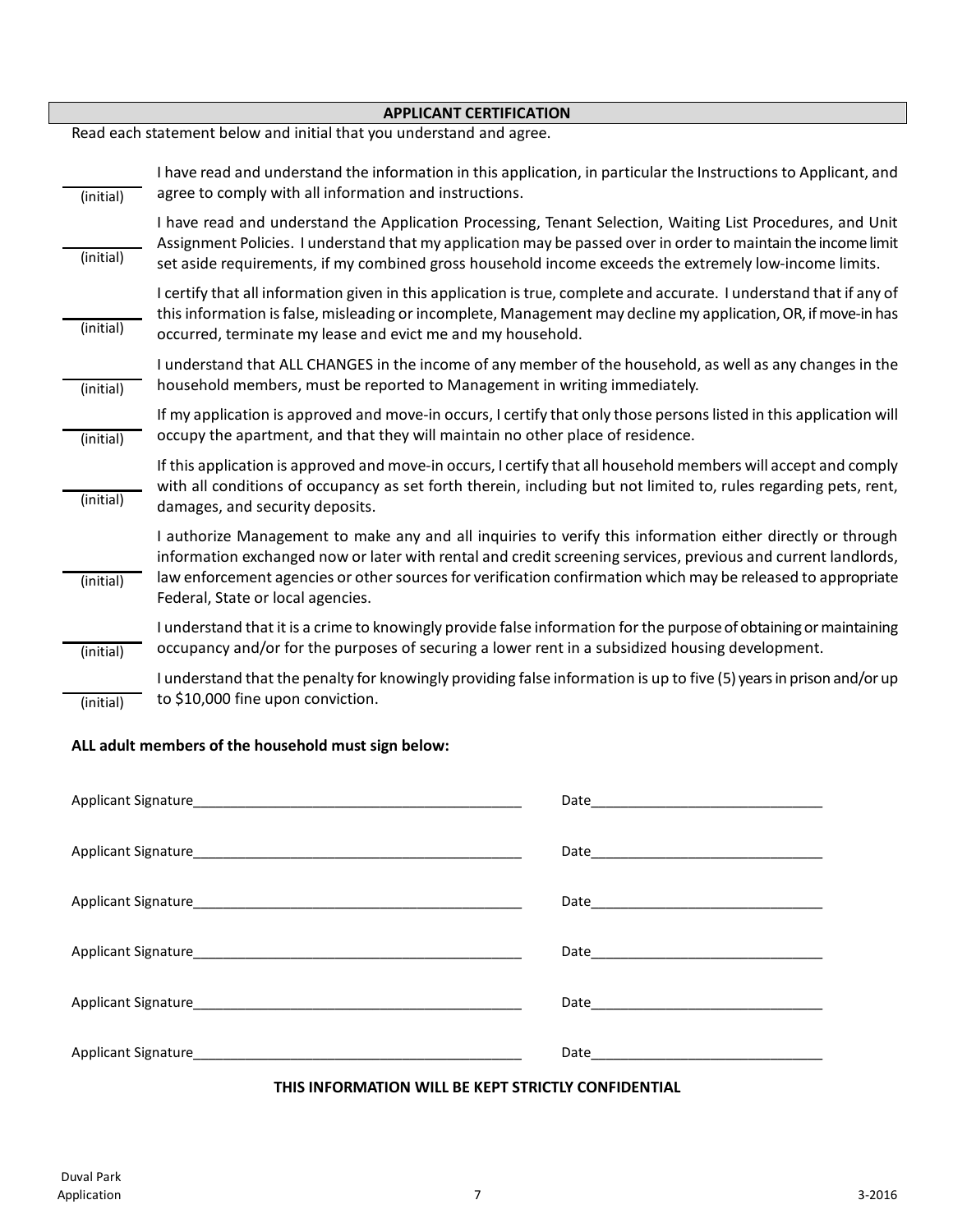## APPLICANT CERTIFICATION

Read each statement below and initial that you understand and agree.

_______ (initial) I have read and understand the information in this application, in particular the Instructions to Applicant, and agree to comply with all information and instructions.

_______ (initial) I have read and understand the Application Processing, Tenant Selection, Waiting List Procedures, and Unit Assignment Policies. I understand that my application may be passed over in order to maintain the income limit set aside requirements, if my combined gross household income exceeds the extremely low-income limits.

_______ (initial) I certify that all information given in this application is true, complete and accurate. I understand that if any of this information is false, misleading or incomplete, Management may decline my application, OR, if move-in has occurred, terminate my lease and evict me and my household.

_______ (initial) I understand that ALL CHANGES in the income of any member of the household, as well as any changes in the household members, must be reported to Management in writing immediately.

_______ (initial) If my application is approved and move-in occurs, I certify that only those persons listed in this application will occupy the apartment, and that they will maintain no other place of residence.

_______ (initial) If this application is approved and move-in occurs, I certify that all household members will accept and comply with all conditions of occupancy as set forth therein, including but not limited to, rules regarding pets, rent, damages, and security deposits.

_______ (initial) I authorize Management to make any and all inquiries to verify this information either directly or through information exchanged now or later with rental and credit screening services, previous and current landlords, law enforcement agencies or other sources for verification confirmation which may be released to appropriate Federal, State or local agencies.

_______ (initial) I understand that it is a crime to knowingly provide false information for the purpose of obtaining or maintaining occupancy and/or for the purposes of securing a lower rent in a subsidized housing development.

_______ (initial) I understand that the penalty for knowingly providing false information is up to five (5) years in prison and/or up to $10,000 fine upon conviction.

**ALL adult members of the household must sign below:**

Applicant Signature___________________________________________ Date______________________________

Applicant Signature___________________________________________ Date______________________________

Applicant Signature___________________________________________ Date______________________________

Applicant Signature___________________________________________ Date______________________________

Applicant Signature___________________________________________ Date______________________________

Applicant Signature___________________________________________ Date______________________________

**THIS INFORMATION WILL BE KEPT STRICTLY CONFIDENTIAL**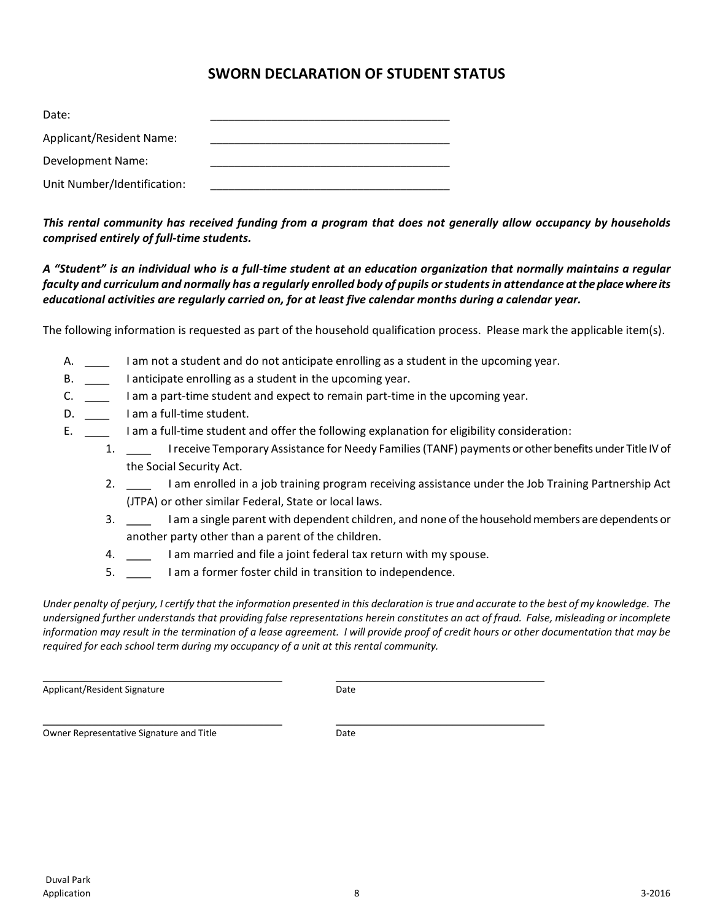# SWORN DECLARATION OF STUDENT STATUS

Date: ______________________________________

Applicant/Resident Name: ______________________________________

Development Name: ______________________________________

Unit Number/Identification: ______________________________________

***This rental community has received funding from a program that does not generally allow occupancy by households comprised entirely of full-time students.***

***A "Student" is an individual who is a full-time student at an education organization that normally maintains a regular faculty and curriculum and normally has a regularly enrolled body of pupils or students in attendance at the place where its educational activities are regularly carried on, for at least five calendar months during a calendar year.***

The following information is requested as part of the household qualification process. Please mark the applicable item(s).

A. ____ I am not a student and do not anticipate enrolling as a student in the upcoming year.

B. ____ I anticipate enrolling as a student in the upcoming year.

C. ____ I am a part-time student and expect to remain part-time in the upcoming year.

D. ____ I am a full-time student.

E. ____ I am a full-time student and offer the following explanation for eligibility consideration:

1. ____ I receive Temporary Assistance for Needy Families (TANF) payments or other benefits under Title IV of the Social Security Act.
2. ____ I am enrolled in a job training program receiving assistance under the Job Training Partnership Act (JTPA) or other similar Federal, State or local laws.
3. ____ I am a single parent with dependent children, and none of the household members are dependents or another party other than a parent of the children.
4. ____ I am married and file a joint federal tax return with my spouse.
5. ____ I am a former foster child in transition to independence.

*Under penalty of perjury, I certify that the information presented in this declaration is true and accurate to the best of my knowledge. The undersigned further understands that providing false representations herein constitutes an act of fraud. False, misleading or incomplete information may result in the termination of a lease agreement. I will provide proof of credit hours or other documentation that may be required for each school term during my occupancy of a unit at this rental community.*

______________________________________ ______________________________________
Applicant/Resident Signature Date

______________________________________ ______________________________________
Owner Representative Signature and Title Date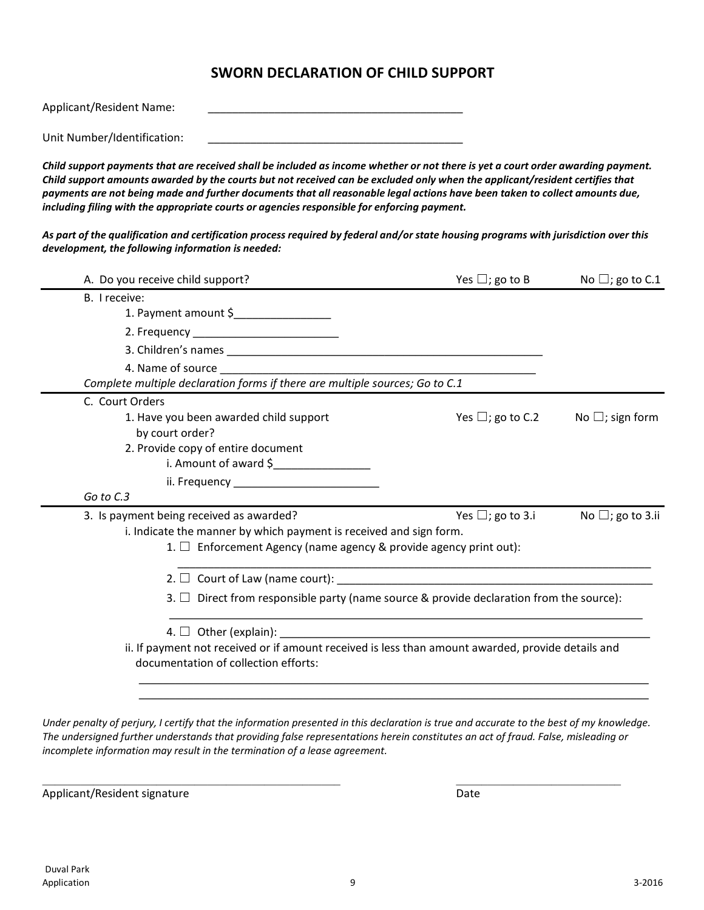## SWORN DECLARATION OF CHILD SUPPORT

Applicant/Resident Name: ___________________________________________

Unit Number/Identification: ___________________________________________

***Child support payments that are received shall be included as income whether or not there is yet a court order awarding payment. Child support amounts awarded by the courts but not received can be excluded only when the applicant/resident certifies that payments are not being made and further documents that all reasonable legal actions have been taken to collect amounts due, including filing with the appropriate courts or agencies responsible for enforcing payment.***

***As part of the qualification and certification process required by federal and/or state housing programs with jurisdiction over this development, the following information is needed:***

A. Do you receive child support? Yes ☐; go to B  No ☐; go to C.1

B. I receive:

1. Payment amount $________________
2. Frequency ________________________
3. Children's names ______________________________________________________
4. Name of source ______________________________________________________

*Complete multiple declaration forms if there are multiple sources; Go to C.1*

C. Court Orders

1. Have you been awarded child support by court order? Yes ☐; go to C.2  No ☐; sign form
2. Provide copy of entire document
   - i. Amount of award $________________
   - ii. Frequency ________________________

*Go to C.3*

3. Is payment being received as awarded? Yes ☐; go to 3.i  No ☐; go to 3.ii
   - i. Indicate the manner by which payment is received and sign form.
     1. ☐ Enforcement Agency (name agency & provide agency print out): ______________________________________________________________________
     2. ☐ Court of Law (name court): ______________________________________________________
     3. ☐ Direct from responsible party (name source & provide declaration from the source): ______________________________________________________________________
     4. ☐ Other (explain): ______________________________________________________
   - ii. If payment not received or if amount received is less than amount awarded, provide details and documentation of collection efforts:

     ______________________________________________________________________

     ______________________________________________________________________

*Under penalty of perjury, I certify that the information presented in this declaration is true and accurate to the best of my knowledge. The undersigned further understands that providing false representations herein constitutes an act of fraud. False, misleading or incomplete information may result in the termination of a lease agreement.*

__________________________________________________  ____________________________

Applicant/Resident signature  Date

Duval Park Application  3-2016